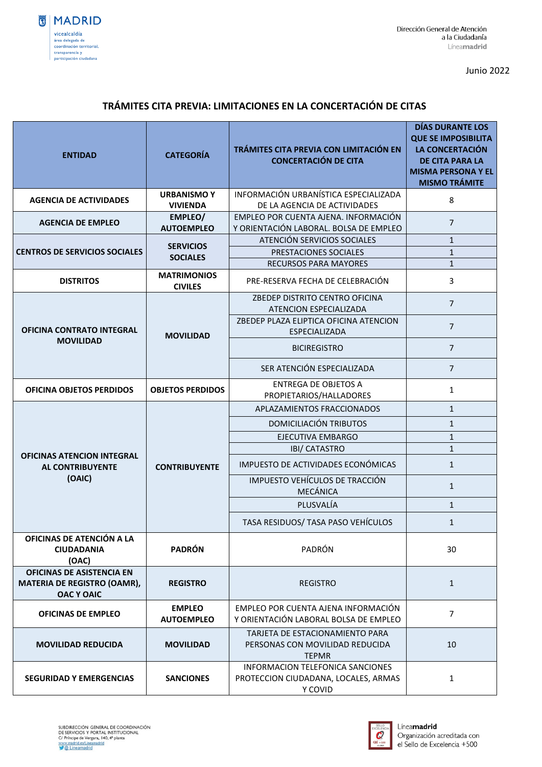Dirección General de Atención a la Ciudadanía

Junio 2022

# TRÁMITES CITA PREVIA: LIMITACIONES EN LA CONCERTACIÓN DE CITAS

| ENTIDAD | CATEGORÍA | TRÁMITES CITA PREVIA CON LIMITACIÓN EN CONCERTACIÓN DE CITA | DÍAS DURANTE LOS QUE SE IMPOSIBILITA LA CONCERTACIÓN DE CITA PARA LA MISMA PERSONA Y EL MISMO TRÁMITE |
|---|---|---|---|
| AGENCIA DE ACTIVIDADES | URBANISMO Y VIVIENDA | INFORMACIÓN URBANÍSTICA ESPECIALIZADA DE LA AGENCIA DE ACTIVIDADES | 8 |
| AGENCIA DE EMPLEO | EMPLEO/ AUTOEMPLEO | EMPLEO POR CUENTA AJENA. INFORMACIÓN Y ORIENTACIÓN LABORAL. BOLSA DE EMPLEO | 7 |
| CENTROS DE SERVICIOS SOCIALES | SERVICIOS SOCIALES | ATENCIÓN SERVICIOS SOCIALES | 1 |
| | | PRESTACIONES SOCIALES | 1 |
| | | RECURSOS PARA MAYORES | 1 |
| DISTRITOS | MATRIMONIOS CIVILES | PRE-RESERVA FECHA DE CELEBRACIÓN | 3 |
| OFICINA CONTRATO INTEGRAL MOVILIDAD | MOVILIDAD | ZBEDEP DISTRITO CENTRO OFICINA ATENCION ESPECIALIZADA | 7 |
| | | ZBEDEP PLAZA ELIPTICA OFICINA ATENCION ESPECIALIZADA | 7 |
| | | BICIREGISTRO | 7 |
| | | SER ATENCIÓN ESPECIALIZADA | 7 |
| OFICINA OBJETOS PERDIDOS | OBJETOS PERDIDOS | ENTREGA DE OBJETOS A PROPIETARIOS/HALLADORES | 1 |
| OFICINAS ATENCION INTEGRAL AL CONTRIBUYENTE (OAIC) | CONTRIBUYENTE | APLAZAMIENTOS FRACCIONADOS | 1 |
| | | DOMICILIACIÓN TRIBUTOS | 1 |
| | | EJECUTIVA EMBARGO | 1 |
| | | IBI/ CATASTRO | 1 |
| | | IMPUESTO DE ACTIVIDADES ECONÓMICAS | 1 |
| | | IMPUESTO VEHÍCULOS DE TRACCIÓN MECÁNICA | 1 |
| | | PLUSVALÍA | 1 |
| | | TASA RESIDUOS/ TASA PASO VEHÍCULOS | 1 |
| OFICINAS DE ATENCIÓN A LA CIUDADANIA (OAC) | PADRÓN | PADRÓN | 30 |
| OFICINAS DE ASISTENCIA EN MATERIA DE REGISTRO (OAMR), OAC Y OAIC | REGISTRO | REGISTRO | 1 |
| OFICINAS DE EMPLEO | EMPLEO AUTOEMPLEO | EMPLEO POR CUENTA AJENA INFORMACIÓN Y ORIENTACIÓN LABORAL BOLSA DE EMPLEO | 7 |
| MOVILIDAD REDUCIDA | MOVILIDAD | TARJETA DE ESTACIONAMIENTO PARA PERSONAS CON MOVILIDAD REDUCIDA TEPMR | 10 |
| SEGURIDAD Y EMERGENCIAS | SANCIONES | INFORMACION TELEFONICA SANCIONES PROTECCION CIUDADANA, LOCALES, ARMAS Y COVID | 1 |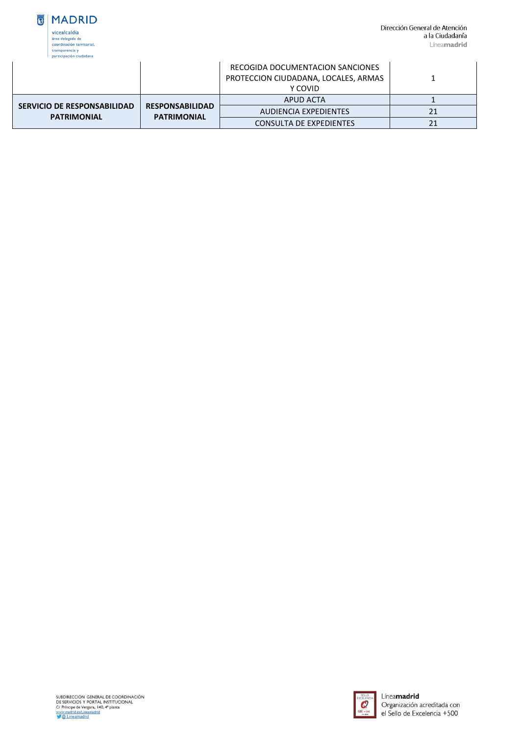| | | | |
|---|---|---|---|
| | | RECOGIDA DOCUMENTACION SANCIONES PROTECCION CIUDADANA, LOCALES, ARMAS Y COVID | 1 |
| **SERVICIO DE RESPONSABILIDAD PATRIMONIAL** | **RESPONSABILIDAD PATRIMONIAL** | APUD ACTA | 1 |
| | | AUDIENCIA EXPEDIENTES | 21 |
| | | CONSULTA DE EXPEDIENTES | 21 |